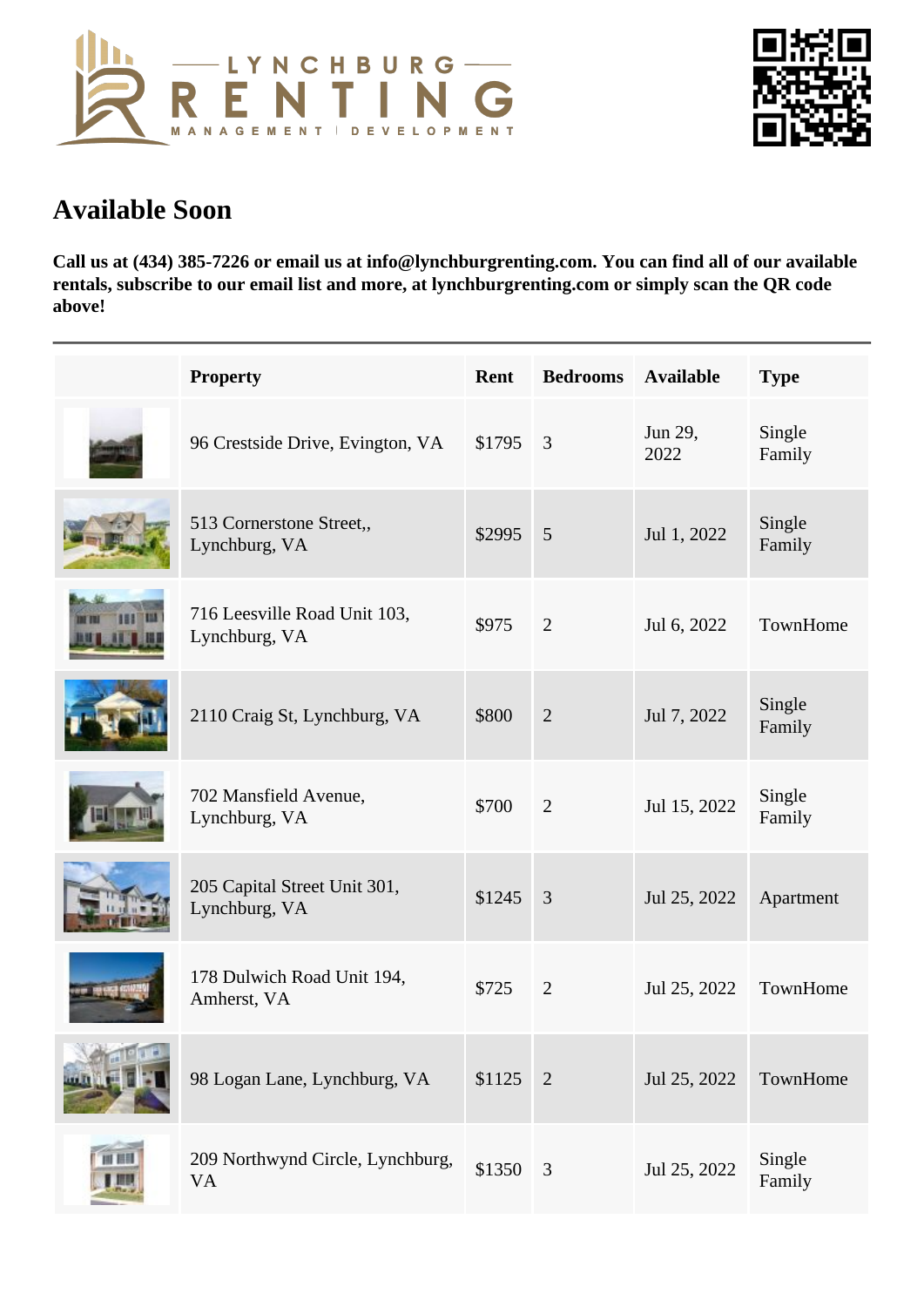## Available Soon

**Call us at (434) 385-7226 or email us at info@lynchburgrenting.com. You can find all of our available rentals, subscribe to our email list and more, at lynchburgrenting.com or simply scan the QR code above!**

---

| | Property | Rent | Bedrooms | Available | Type |
|---|---|---|---|---|---|
| | 96 Crestside Drive, Evington, VA | $1795 | 3 | Jun 29, 2022 | Single Family |
| | 513 Cornerstone Street,, Lynchburg, VA | $2995 | 5 | Jul 1, 2022 | Single Family |
| | 716 Leesville Road Unit 103, Lynchburg, VA | $975 | 2 | Jul 6, 2022 | TownHome |
| | 2110 Craig St, Lynchburg, VA | $800 | 2 | Jul 7, 2022 | Single Family |
| | 702 Mansfield Avenue, Lynchburg, VA | $700 | 2 | Jul 15, 2022 | Single Family |
| | 205 Capital Street Unit 301, Lynchburg, VA | $1245 | 3 | Jul 25, 2022 | Apartment |
| | 178 Dulwich Road Unit 194, Amherst, VA | $725 | 2 | Jul 25, 2022 | TownHome |
| | 98 Logan Lane, Lynchburg, VA | $1125 | 2 | Jul 25, 2022 | TownHome |
| | 209 Northwynd Circle, Lynchburg, VA | $1350 | 3 | Jul 25, 2022 | Single Family |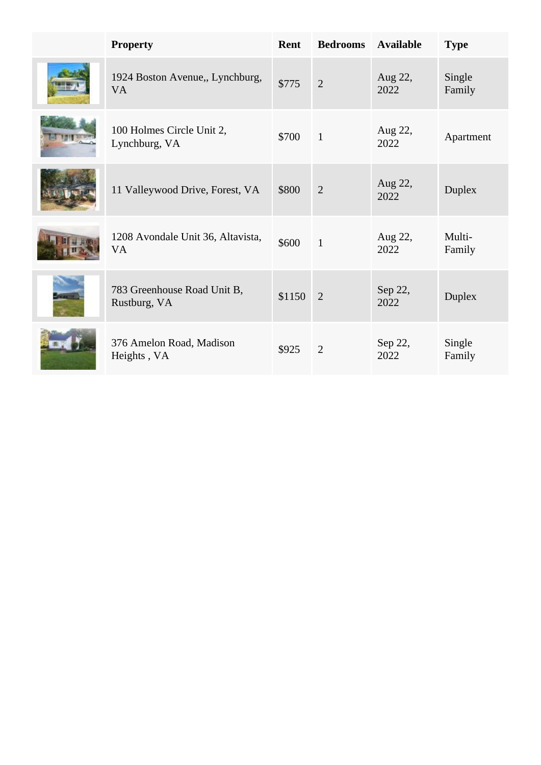| | Property | Rent | Bedrooms | Available | Type |
|---|---|---|---|---|---|
| | 1924 Boston Avenue,, Lynchburg, VA | $775 | 2 | Aug 22, 2022 | Single Family |
| | 100 Holmes Circle Unit 2, Lynchburg, VA | $700 | 1 | Aug 22, 2022 | Apartment |
| | 11 Valleywood Drive, Forest, VA | $800 | 2 | Aug 22, 2022 | Duplex |
| | 1208 Avondale Unit 36, Altavista, VA | $600 | 1 | Aug 22, 2022 | Multi-Family |
| | 783 Greenhouse Road Unit B, Rustburg, VA | $1150 | 2 | Sep 22, 2022 | Duplex |
| | 376 Amelon Road, Madison Heights , VA | $925 | 2 | Sep 22, 2022 | Single Family |